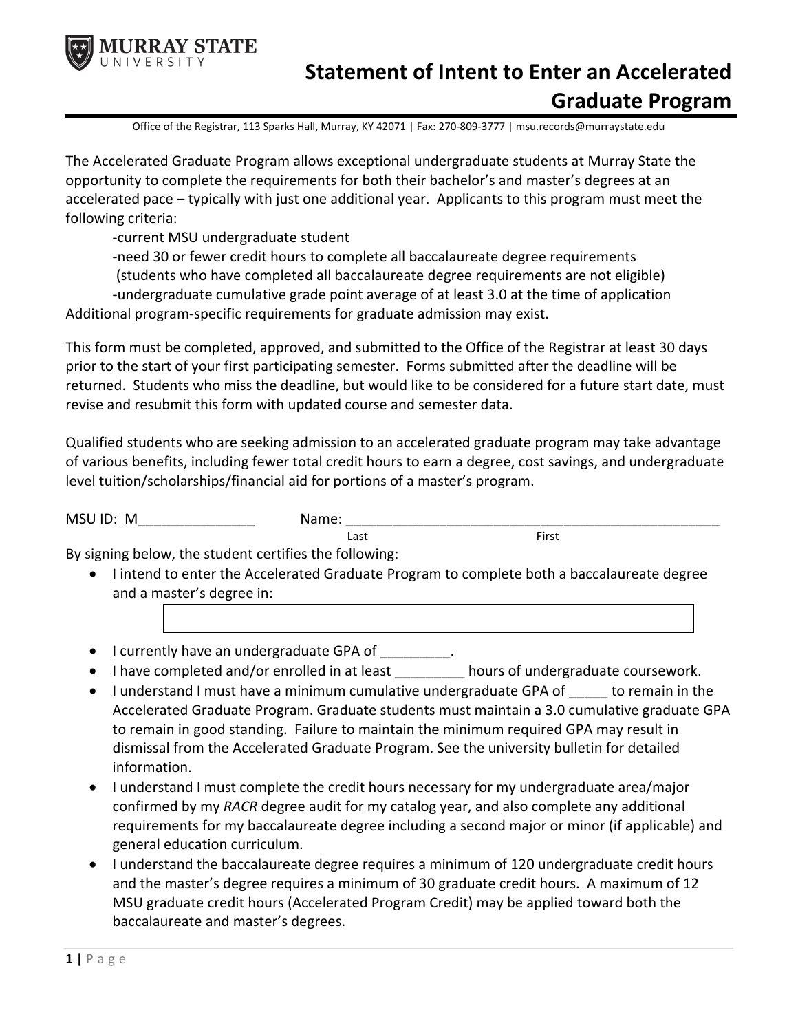MURRAY STATE UNIVERSITY

# Statement of Intent to Enter an Accelerated Graduate Program

Office of the Registrar, 113 Sparks Hall, Murray, KY 42071 | Fax: 270-809-3777 | msu.records@murraystate.edu

The Accelerated Graduate Program allows exceptional undergraduate students at Murray State the opportunity to complete the requirements for both their bachelor's and master's degrees at an accelerated pace – typically with just one additional year. Applicants to this program must meet the following criteria:

-current MSU undergraduate student
-need 30 or fewer credit hours to complete all baccalaureate degree requirements (students who have completed all baccalaureate degree requirements are not eligible)
-undergraduate cumulative grade point average of at least 3.0 at the time of application

Additional program-specific requirements for graduate admission may exist.

This form must be completed, approved, and submitted to the Office of the Registrar at least 30 days prior to the start of your first participating semester. Forms submitted after the deadline will be returned. Students who miss the deadline, but would like to be considered for a future start date, must revise and resubmit this form with updated course and semester data.

Qualified students who are seeking admission to an accelerated graduate program may take advantage of various benefits, including fewer total credit hours to earn a degree, cost savings, and undergraduate level tuition/scholarships/financial aid for portions of a master's program.

MSU ID: M_______________ Name: __________________________________________________
Last First

By signing below, the student certifies the following:

- I intend to enter the Accelerated Graduate Program to complete both a baccalaureate degree and a master's degree in:

  | |
  |---|
  | |

- I currently have an undergraduate GPA of _________.
- I have completed and/or enrolled in at least _________ hours of undergraduate coursework.
- I understand I must have a minimum cumulative undergraduate GPA of _____ to remain in the Accelerated Graduate Program. Graduate students must maintain a 3.0 cumulative graduate GPA to remain in good standing. Failure to maintain the minimum required GPA may result in dismissal from the Accelerated Graduate Program. See the university bulletin for detailed information.
- I understand I must complete the credit hours necessary for my undergraduate area/major confirmed by my *RACR* degree audit for my catalog year, and also complete any additional requirements for my baccalaureate degree including a second major or minor (if applicable) and general education curriculum.
- I understand the baccalaureate degree requires a minimum of 120 undergraduate credit hours and the master's degree requires a minimum of 30 graduate credit hours. A maximum of 12 MSU graduate credit hours (Accelerated Program Credit) may be applied toward both the baccalaureate and master's degrees.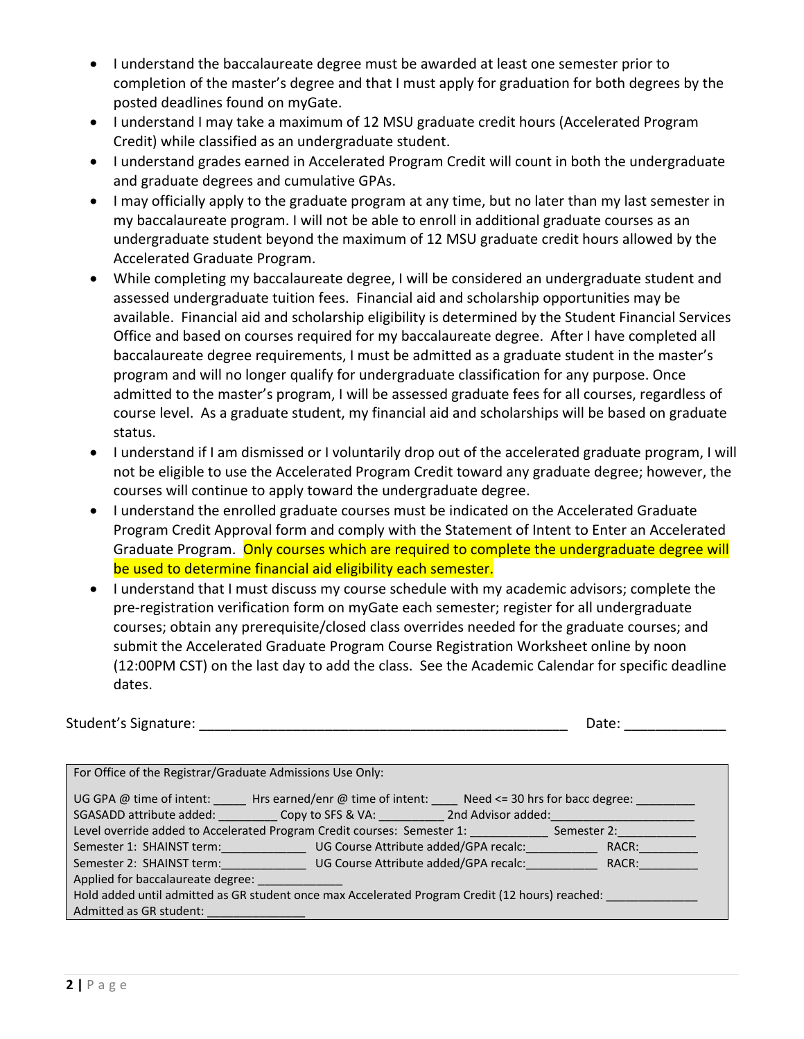- I understand the baccalaureate degree must be awarded at least one semester prior to completion of the master's degree and that I must apply for graduation for both degrees by the posted deadlines found on myGate.
- I understand I may take a maximum of 12 MSU graduate credit hours (Accelerated Program Credit) while classified as an undergraduate student.
- I understand grades earned in Accelerated Program Credit will count in both the undergraduate and graduate degrees and cumulative GPAs.
- I may officially apply to the graduate program at any time, but no later than my last semester in my baccalaureate program. I will not be able to enroll in additional graduate courses as an undergraduate student beyond the maximum of 12 MSU graduate credit hours allowed by the Accelerated Graduate Program.
- While completing my baccalaureate degree, I will be considered an undergraduate student and assessed undergraduate tuition fees. Financial aid and scholarship opportunities may be available. Financial aid and scholarship eligibility is determined by the Student Financial Services Office and based on courses required for my baccalaureate degree. After I have completed all baccalaureate degree requirements, I must be admitted as a graduate student in the master's program and will no longer qualify for undergraduate classification for any purpose. Once admitted to the master's program, I will be assessed graduate fees for all courses, regardless of course level. As a graduate student, my financial aid and scholarships will be based on graduate status.
- I understand if I am dismissed or I voluntarily drop out of the accelerated graduate program, I will not be eligible to use the Accelerated Program Credit toward any graduate degree; however, the courses will continue to apply toward the undergraduate degree.
- I understand the enrolled graduate courses must be indicated on the Accelerated Graduate Program Credit Approval form and comply with the Statement of Intent to Enter an Accelerated Graduate Program. Only courses which are required to complete the undergraduate degree will be used to determine financial aid eligibility each semester.
- I understand that I must discuss my course schedule with my academic advisors; complete the pre-registration verification form on myGate each semester; register for all undergraduate courses; obtain any prerequisite/closed class overrides needed for the graduate courses; and submit the Accelerated Graduate Program Course Registration Worksheet online by noon (12:00PM CST) on the last day to add the class. See the Academic Calendar for specific deadline dates.

Student's Signature: ________________________________________________ Date: ____________

For Office of the Registrar/Graduate Admissions Use Only:

UG GPA @ time of intent: _____ Hrs earned/enr @ time of intent: ____ Need <= 30 hrs for bacc degree: _________
SGASADD attribute added: _________ Copy to SFS & VA: __________ 2nd Advisor added:_____________________
Level override added to Accelerated Program Credit courses: Semester 1: ____________ Semester 2:____________
Semester 1: SHAINST term:_____________ UG Course Attribute added/GPA recalc:___________ RACR:_________
Semester 2: SHAINST term:_____________ UG Course Attribute added/GPA recalc:___________ RACR:_________
Applied for baccalaureate degree: _____________
Hold added until admitted as GR student once max Accelerated Program Credit (12 hours) reached: ______________
Admitted as GR student: ______________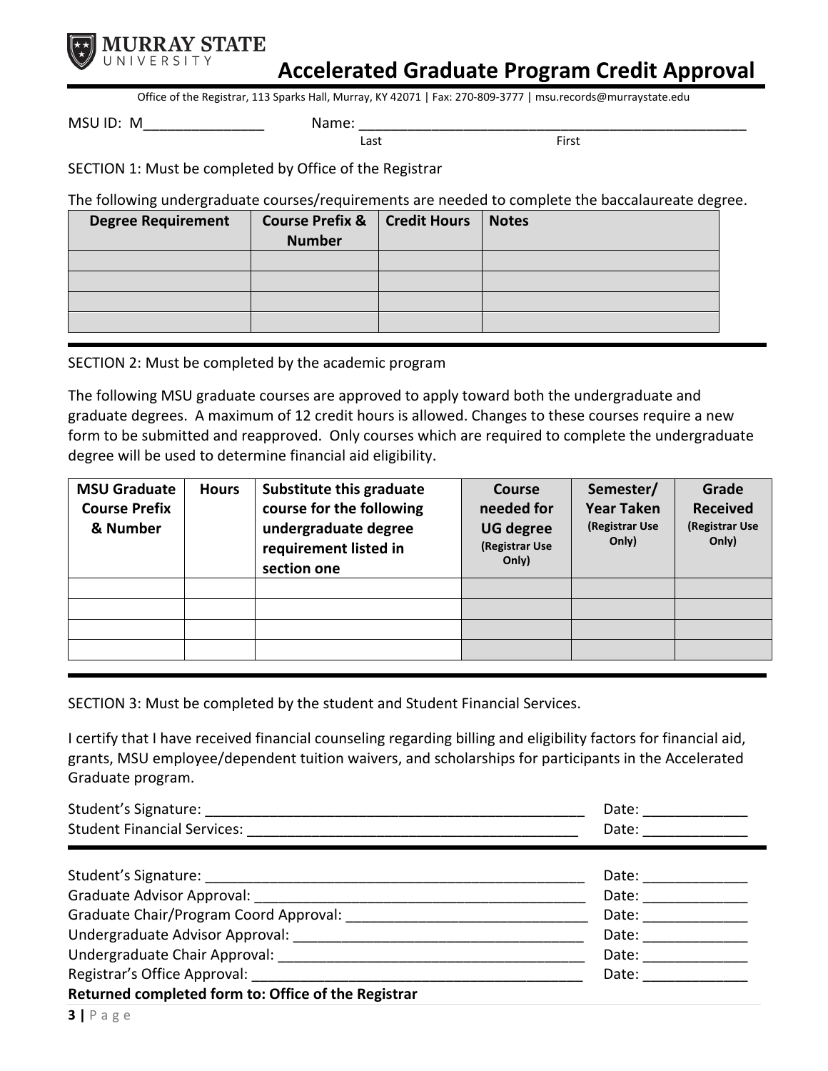MURRAY STATE UNIVERSITY

# Accelerated Graduate Program Credit Approval

Office of the Registrar, 113 Sparks Hall, Murray, KY 42071 | Fax: 270-809-3777 | msu.records@murraystate.edu

MSU ID: M_______________ Name: _________________________________________________
Last First

SECTION 1: Must be completed by Office of the Registrar

The following undergraduate courses/requirements are needed to complete the baccalaureate degree.

| Degree Requirement | Course Prefix & Number | Credit Hours | Notes |
|---|---|---|---|
| | | | |
| | | | |
| | | | |
| | | | |

SECTION 2: Must be completed by the academic program

The following MSU graduate courses are approved to apply toward both the undergraduate and graduate degrees. A maximum of 12 credit hours is allowed. Changes to these courses require a new form to be submitted and reapproved. Only courses which are required to complete the undergraduate degree will be used to determine financial aid eligibility.

| MSU Graduate Course Prefix & Number | Hours | Substitute this graduate course for the following undergraduate degree requirement listed in section one | Course needed for UG degree (Registrar Use Only) | Semester/ Year Taken (Registrar Use Only) | Grade Received (Registrar Use Only) |
|---|---|---|---|---|---|
| | | | | | |
| | | | | | |
| | | | | | |
| | | | | | |

SECTION 3: Must be completed by the student and Student Financial Services.

I certify that I have received financial counseling regarding billing and eligibility factors for financial aid, grants, MSU employee/dependent tuition waivers, and scholarships for participants in the Accelerated Graduate program.

Student's Signature: _________________________________________________ Date: _____________

Student Financial Services: __________________________________________ Date: _____________

Student's Signature: _________________________________________________ Date: _____________

Graduate Advisor Approval: __________________________________________ Date: _____________

Graduate Chair/Program Coord Approval: _______________________________ Date: _____________

Undergraduate Advisor Approval: _____________________________________ Date: _____________

Undergraduate Chair Approval: _______________________________________ Date: _____________

Registrar's Office Approval: __________________________________________ Date: _____________

**Returned completed form to: Office of the Registrar**